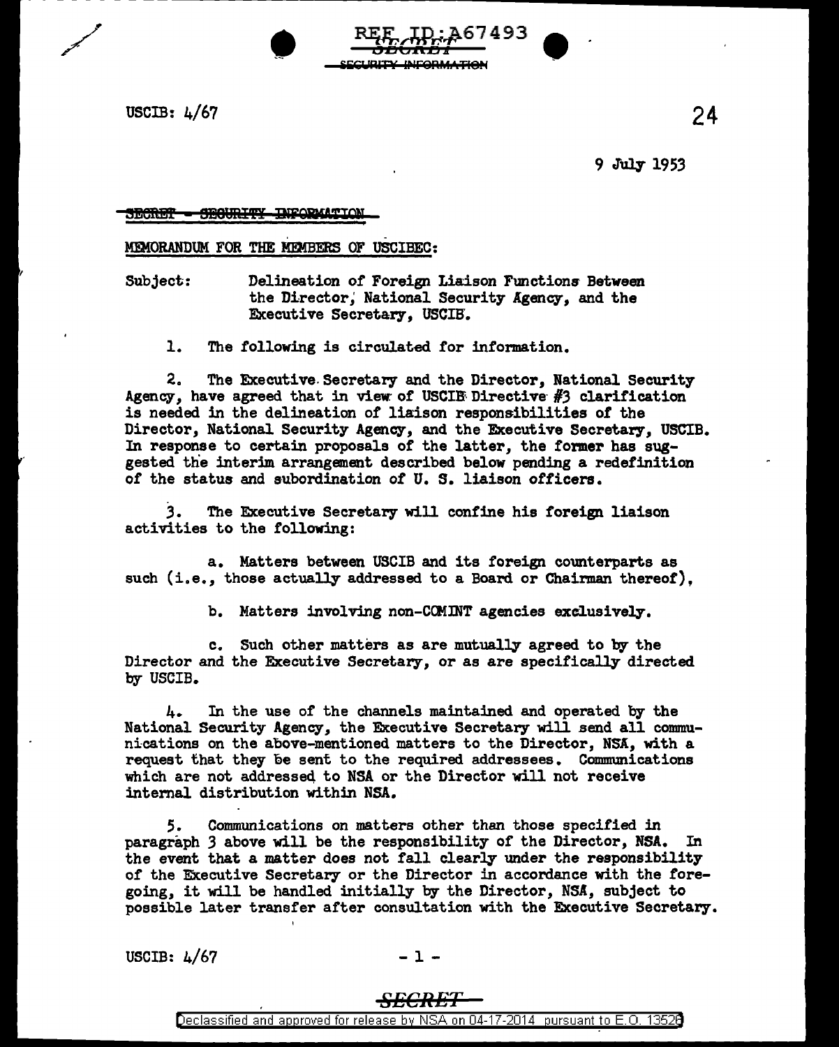REF ID:A67493

SECRET
SECURITY INFORMATION

USCIB: 4/67

24

9 July 1953

SECRET - SECURITY INFORMATION

MEMORANDUM FOR THE MEMBERS OF USCIBEC:

Subject: Delineation of Foreign Liaison Functions Between the Director, National Security Agency, and the Executive Secretary, USCIB.

1. The following is circulated for information.

2. The Executive Secretary and the Director, National Security Agency, have agreed that in view of USCIB Directive #3 clarification is needed in the delineation of liaison responsibilities of the Director, National Security Agency, and the Executive Secretary, USCIB. In response to certain proposals of the latter, the former has suggested the interim arrangement described below pending a redefinition of the status and subordination of U. S. liaison officers.

3. The Executive Secretary will confine his foreign liaison activities to the following:

a. Matters between USCIB and its foreign counterparts as such (i.e., those actually addressed to a Board or Chairman thereof),

b. Matters involving non-COMINT agencies exclusively.

c. Such other matters as are mutually agreed to by the Director and the Executive Secretary, or as are specifically directed by USCIB.

4. In the use of the channels maintained and operated by the National Security Agency, the Executive Secretary will send all communications on the above-mentioned matters to the Director, NSA, with a request that they be sent to the required addressees. Communications which are not addressed to NSA or the Director will not receive internal distribution within NSA.

5. Communications on matters other than those specified in paragraph 3 above will be the responsibility of the Director, NSA. In the event that a matter does not fall clearly under the responsibility of the Executive Secretary or the Director in accordance with the foregoing, it will be handled initially by the Director, NSA, subject to possible later transfer after consultation with the Executive Secretary.

USCIB: 4/67

SECRET

Declassified and approved for release by NSA on 04-17-2014 pursuant to E.O. 13526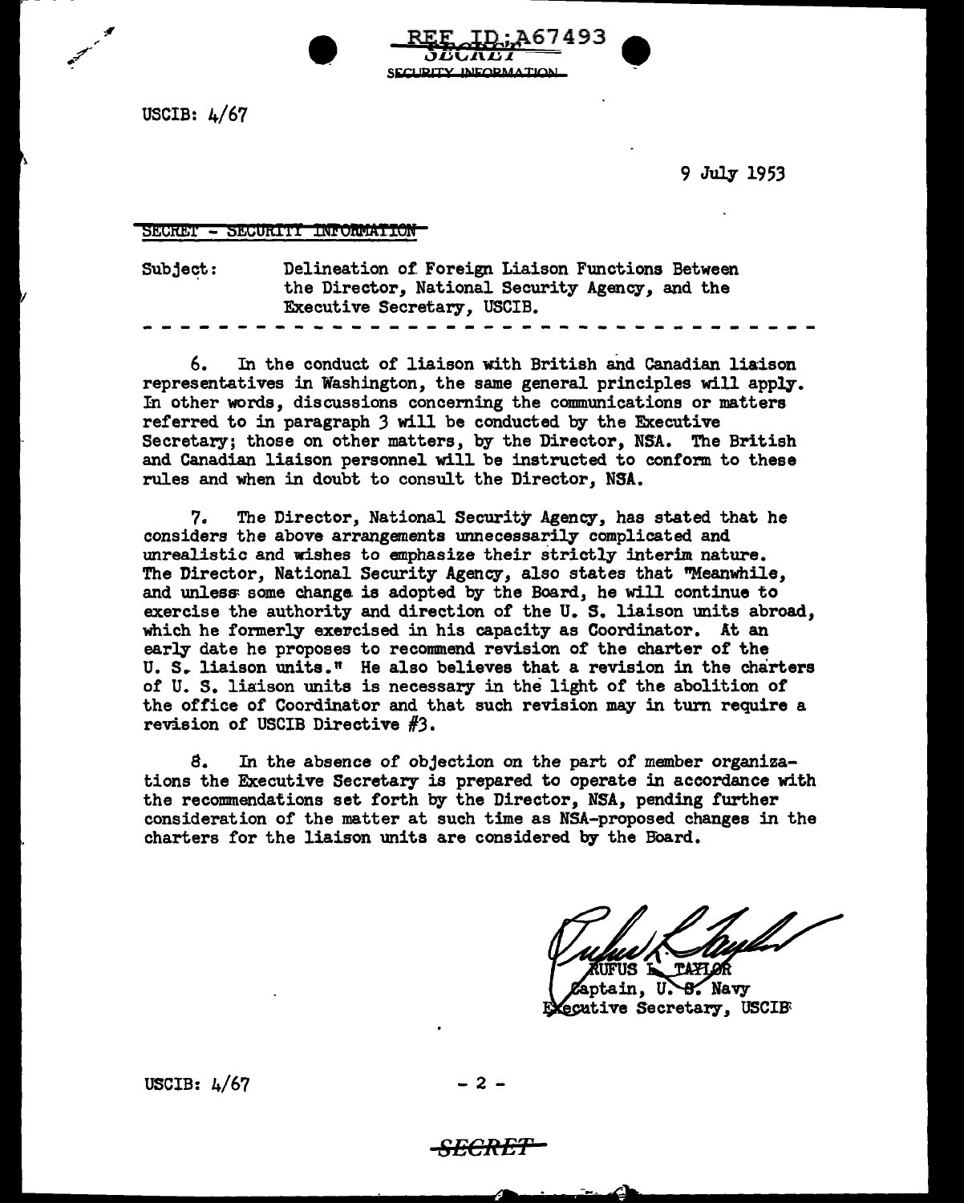REF ID:A67493

SECRET
SECURITY INFORMATION

USCIB: 4/67

9 July 1953

SECRET - SECURITY INFORMATION

Subject: Delineation of Foreign Liaison Functions Between the Director, National Security Agency, and the Executive Secretary, USCIB.

---

6. In the conduct of liaison with British and Canadian liaison representatives in Washington, the same general principles will apply. In other words, discussions concerning the communications or matters referred to in paragraph 3 will be conducted by the Executive Secretary; those on other matters, by the Director, NSA. The British and Canadian liaison personnel will be instructed to conform to these rules and when in doubt to consult the Director, NSA.

7. The Director, National Security Agency, has stated that he considers the above arrangements unnecessarily complicated and unrealistic and wishes to emphasize their strictly interim nature. The Director, National Security Agency, also states that "Meanwhile, and unless some change is adopted by the Board, he will continue to exercise the authority and direction of the U. S. liaison units abroad, which he formerly exercised in his capacity as Coordinator. At an early date he proposes to recommend revision of the charter of the U. S. liaison units." He also believes that a revision in the charters of U. S. liaison units is necessary in the light of the abolition of the office of Coordinator and that such revision may in turn require a revision of USCIB Directive #3.

8. In the absence of objection on the part of member organizations the Executive Secretary is prepared to operate in accordance with the recommendations set forth by the Director, NSA, pending further consideration of the matter at such time as NSA-proposed changes in the charters for the liaison units are considered by the Board.

RUFUS L. TAYLOR
Captain, U. S. Navy
Executive Secretary, USCIB

USCIB: 4/67

SECRET